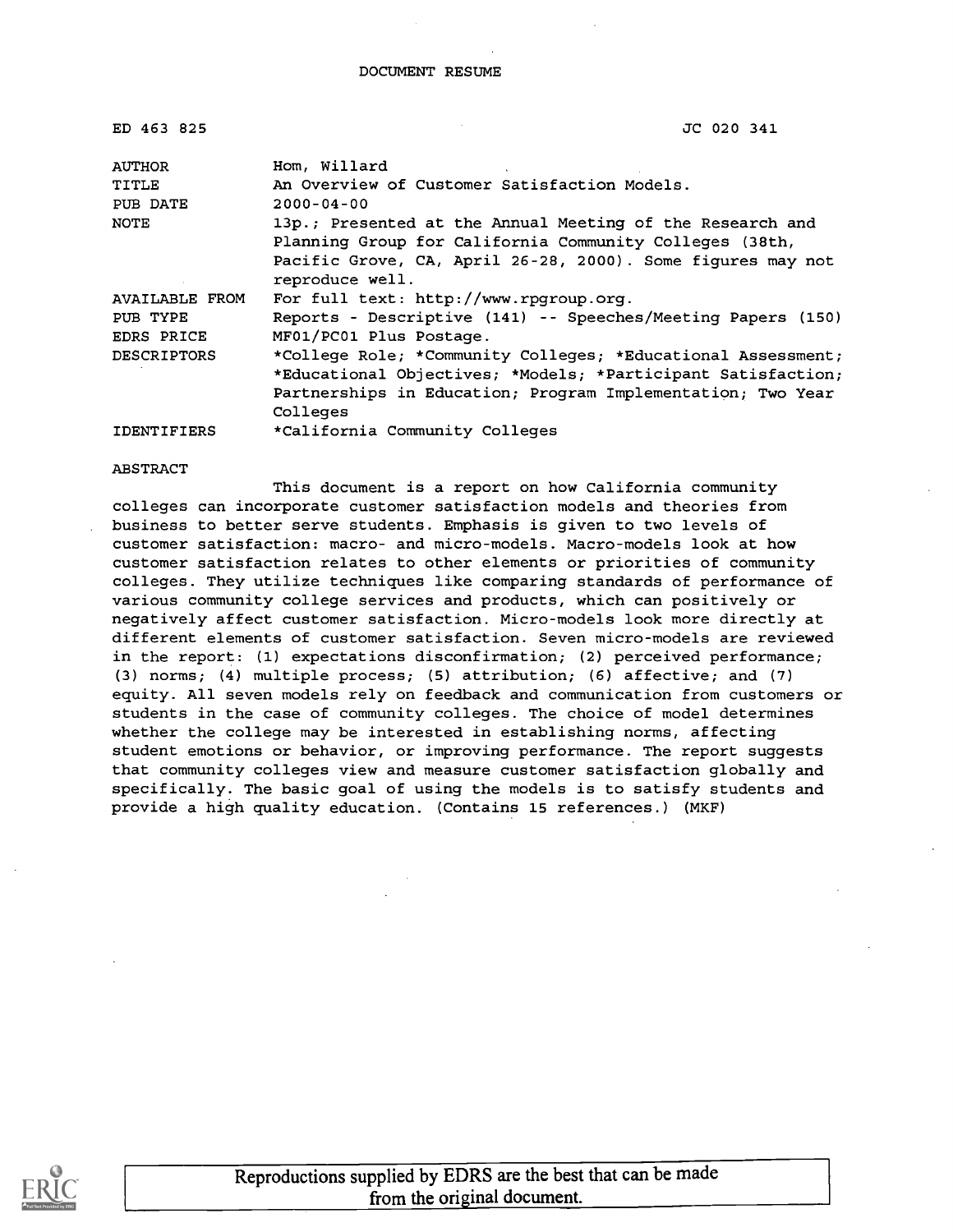DOCUMENT RESUME

| | |
|---|---|
| ED 463 825 | JC 020 341 |
| AUTHOR | Hom, Willard |
| TITLE | An Overview of Customer Satisfaction Models. |
| PUB DATE | 2000-04-00 |
| NOTE | 13p.; Presented at the Annual Meeting of the Research and Planning Group for California Community Colleges (38th, Pacific Grove, CA, April 26-28, 2000). Some figures may not reproduce well. |
| AVAILABLE FROM | For full text: http://www.rpgroup.org. |
| PUB TYPE | Reports - Descriptive (141) -- Speeches/Meeting Papers (150) |
| EDRS PRICE | MF01/PC01 Plus Postage. |
| DESCRIPTORS | *College Role; *Community Colleges; *Educational Assessment; *Educational Objectives; *Models; *Participant Satisfaction; Partnerships in Education; Program Implementation; Two Year Colleges |
| IDENTIFIERS | *California Community Colleges |

ABSTRACT

This document is a report on how California community colleges can incorporate customer satisfaction models and theories from business to better serve students. Emphasis is given to two levels of customer satisfaction: macro- and micro-models. Macro-models look at how customer satisfaction relates to other elements or priorities of community colleges. They utilize techniques like comparing standards of performance of various community college services and products, which can positively or negatively affect customer satisfaction. Micro-models look more directly at different elements of customer satisfaction. Seven micro-models are reviewed in the report: (1) expectations disconfirmation; (2) perceived performance; (3) norms; (4) multiple process; (5) attribution; (6) affective; and (7) equity. All seven models rely on feedback and communication from customers or students in the case of community colleges. The choice of model determines whether the college may be interested in establishing norms, affecting student emotions or behavior, or improving performance. The report suggests that community colleges view and measure customer satisfaction globally and specifically. The basic goal of using the models is to satisfy students and provide a high quality education. (Contains 15 references.) (MKF)

Reproductions supplied by EDRS are the best that can be made from the original document.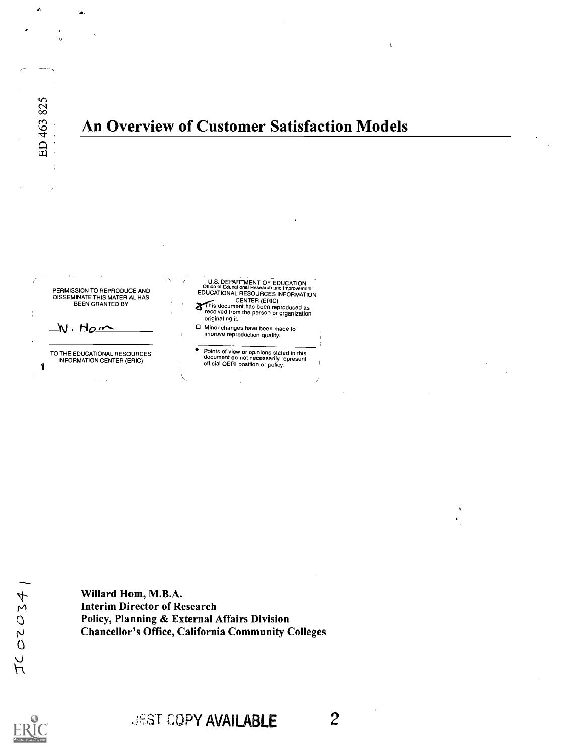# An Overview of Customer Satisfaction Models

PERMISSION TO REPRODUCE AND DISSEMINATE THIS MATERIAL HAS BEEN GRANTED BY

W. Hom

TO THE EDUCATIONAL RESOURCES INFORMATION CENTER (ERIC)

U.S. DEPARTMENT OF EDUCATION
Office of Educational Research and Improvement
EDUCATIONAL RESOURCES INFORMATION CENTER (ERIC)

- This document has been reproduced as received from the person or organization originating it.
- Minor changes have been made to improve reproduction quality.
- Points of view or opinions stated in this document do not necessarily represent official OERI position or policy.

**Willard Hom, M.B.A.**
**Interim Director of Research**
**Policy, Planning & External Affairs Division**
**Chancellor's Office, California Community Colleges**

BEST COPY AVAILABLE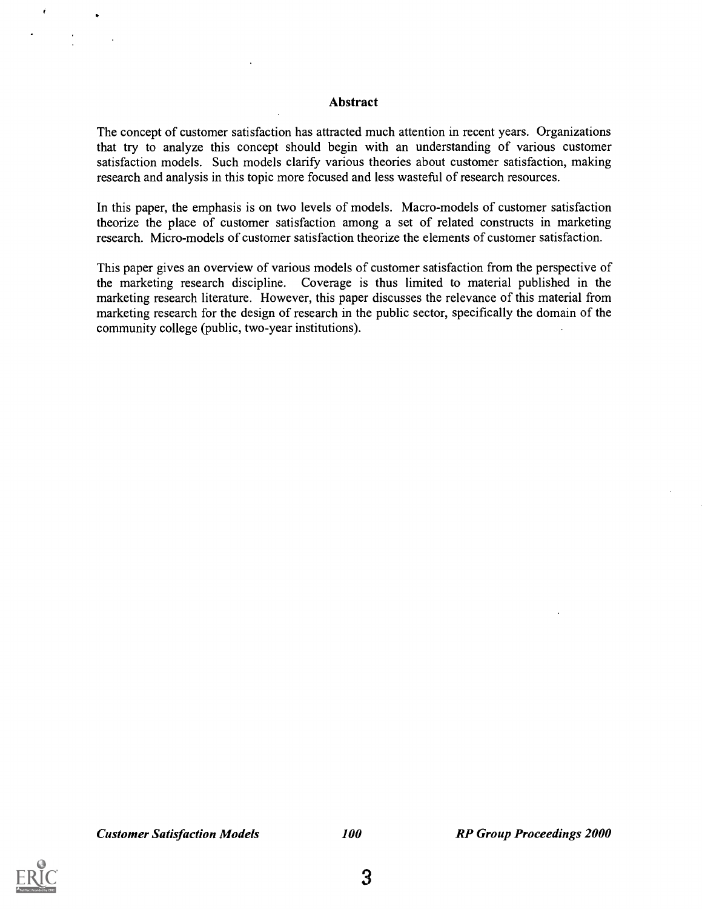## Abstract

The concept of customer satisfaction has attracted much attention in recent years. Organizations that try to analyze this concept should begin with an understanding of various customer satisfaction models. Such models clarify various theories about customer satisfaction, making research and analysis in this topic more focused and less wasteful of research resources.

In this paper, the emphasis is on two levels of models. Macro-models of customer satisfaction theorize the place of customer satisfaction among a set of related constructs in marketing research. Micro-models of customer satisfaction theorize the elements of customer satisfaction.

This paper gives an overview of various models of customer satisfaction from the perspective of the marketing research discipline. Coverage is thus limited to material published in the marketing research literature. However, this paper discusses the relevance of this material from marketing research for the design of research in the public sector, specifically the domain of the community college (public, two-year institutions).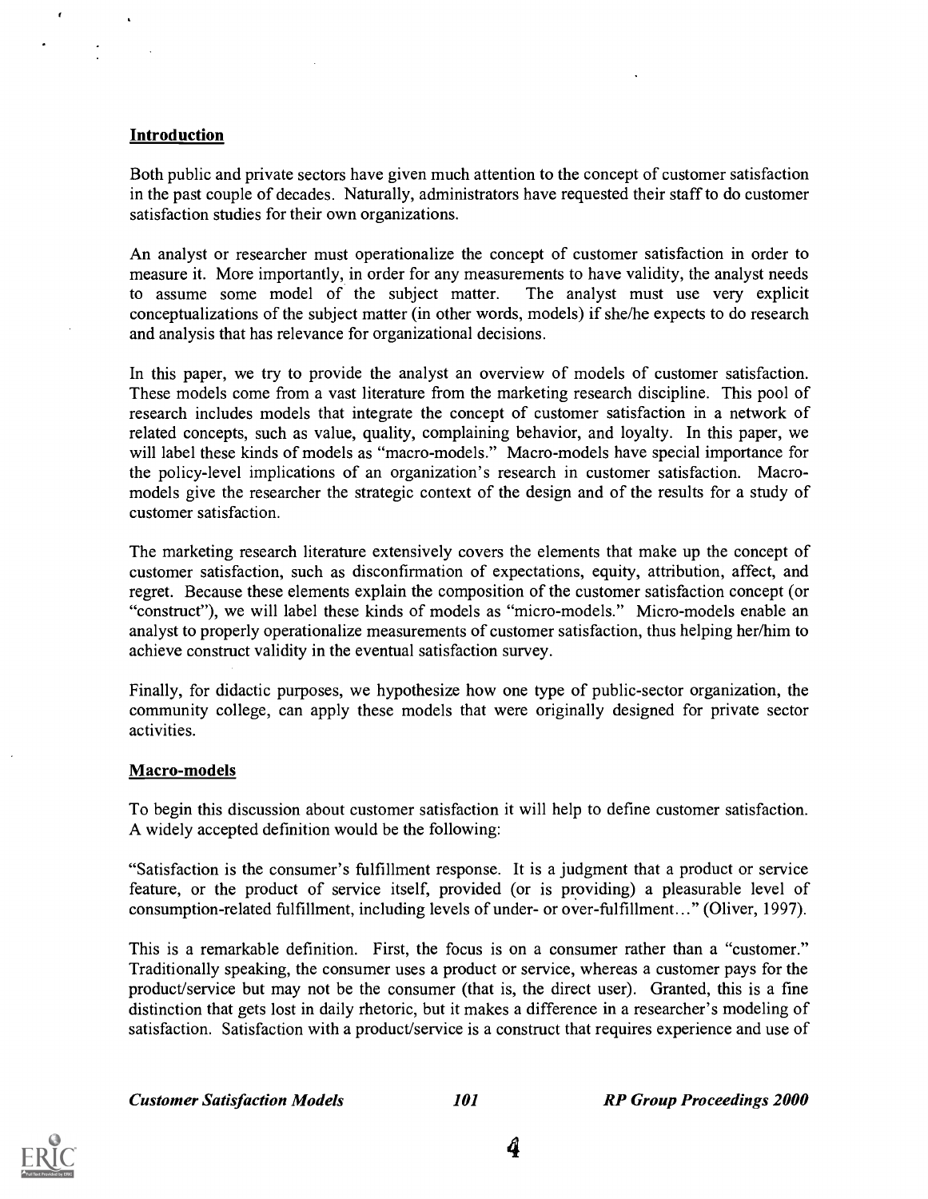## Introduction

Both public and private sectors have given much attention to the concept of customer satisfaction in the past couple of decades. Naturally, administrators have requested their staff to do customer satisfaction studies for their own organizations.

An analyst or researcher must operationalize the concept of customer satisfaction in order to measure it. More importantly, in order for any measurements to have validity, the analyst needs to assume some model of the subject matter. The analyst must use very explicit conceptualizations of the subject matter (in other words, models) if she/he expects to do research and analysis that has relevance for organizational decisions.

In this paper, we try to provide the analyst an overview of models of customer satisfaction. These models come from a vast literature from the marketing research discipline. This pool of research includes models that integrate the concept of customer satisfaction in a network of related concepts, such as value, quality, complaining behavior, and loyalty. In this paper, we will label these kinds of models as "macro-models." Macro-models have special importance for the policy-level implications of an organization's research in customer satisfaction. Macro-models give the researcher the strategic context of the design and of the results for a study of customer satisfaction.

The marketing research literature extensively covers the elements that make up the concept of customer satisfaction, such as disconfirmation of expectations, equity, attribution, affect, and regret. Because these elements explain the composition of the customer satisfaction concept (or "construct"), we will label these kinds of models as "micro-models." Micro-models enable an analyst to properly operationalize measurements of customer satisfaction, thus helping her/him to achieve construct validity in the eventual satisfaction survey.

Finally, for didactic purposes, we hypothesize how one type of public-sector organization, the community college, can apply these models that were originally designed for private sector activities.

## Macro-models

To begin this discussion about customer satisfaction it will help to define customer satisfaction. A widely accepted definition would be the following:

"Satisfaction is the consumer's fulfillment response. It is a judgment that a product or service feature, or the product of service itself, provided (or is providing) a pleasurable level of consumption-related fulfillment, including levels of under- or over-fulfillment…" (Oliver, 1997).

This is a remarkable definition. First, the focus is on a consumer rather than a "customer." Traditionally speaking, the consumer uses a product or service, whereas a customer pays for the product/service but may not be the consumer (that is, the direct user). Granted, this is a fine distinction that gets lost in daily rhetoric, but it makes a difference in a researcher's modeling of satisfaction. Satisfaction with a product/service is a construct that requires experience and use of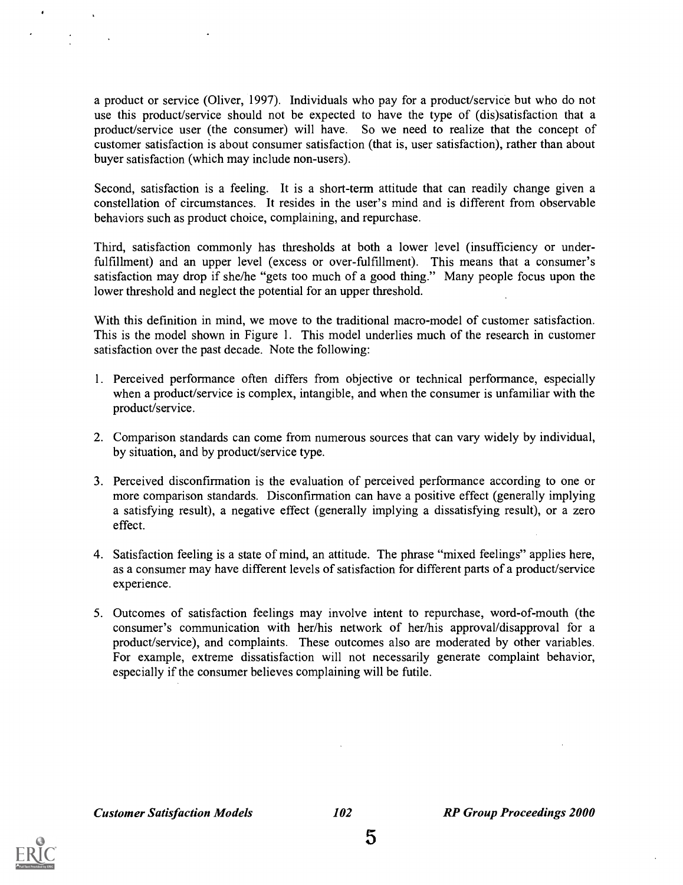a product or service (Oliver, 1997). Individuals who pay for a product/service but who do not use this product/service should not be expected to have the type of (dis)satisfaction that a product/service user (the consumer) will have. So we need to realize that the concept of customer satisfaction is about consumer satisfaction (that is, user satisfaction), rather than about buyer satisfaction (which may include non-users).

Second, satisfaction is a feeling. It is a short-term attitude that can readily change given a constellation of circumstances. It resides in the user's mind and is different from observable behaviors such as product choice, complaining, and repurchase.

Third, satisfaction commonly has thresholds at both a lower level (insufficiency or under-fulfillment) and an upper level (excess or over-fulfillment). This means that a consumer's satisfaction may drop if she/he "gets too much of a good thing." Many people focus upon the lower threshold and neglect the potential for an upper threshold.

With this definition in mind, we move to the traditional macro-model of customer satisfaction. This is the model shown in Figure 1. This model underlies much of the research in customer satisfaction over the past decade. Note the following:

1. Perceived performance often differs from objective or technical performance, especially when a product/service is complex, intangible, and when the consumer is unfamiliar with the product/service.

2. Comparison standards can come from numerous sources that can vary widely by individual, by situation, and by product/service type.

3. Perceived disconfirmation is the evaluation of perceived performance according to one or more comparison standards. Disconfirmation can have a positive effect (generally implying a satisfying result), a negative effect (generally implying a dissatisfying result), or a zero effect.

4. Satisfaction feeling is a state of mind, an attitude. The phrase "mixed feelings" applies here, as a consumer may have different levels of satisfaction for different parts of a product/service experience.

5. Outcomes of satisfaction feelings may involve intent to repurchase, word-of-mouth (the consumer's communication with her/his network of her/his approval/disapproval for a product/service), and complaints. These outcomes also are moderated by other variables. For example, extreme dissatisfaction will not necessarily generate complaint behavior, especially if the consumer believes complaining will be futile.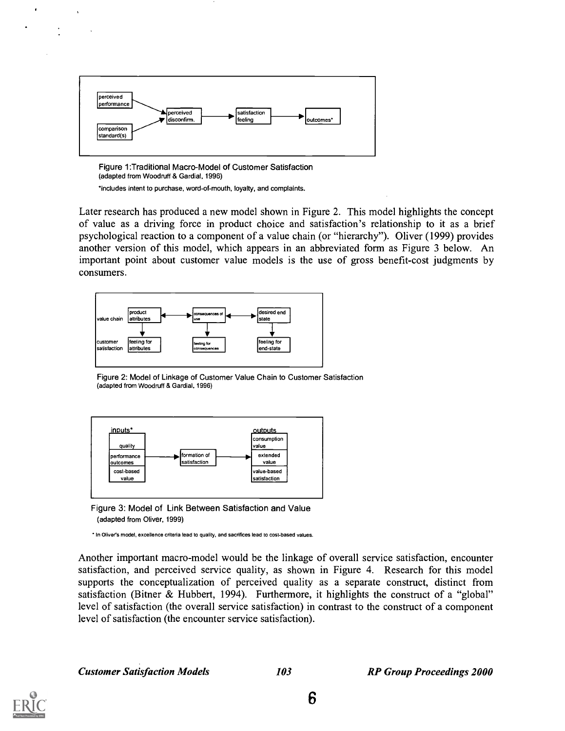Figure 1:Traditional Macro-Model of Customer Satisfaction
(adapted from Woodruff & Gardial, 1996)

*includes intent to purchase, word-of-mouth, loyalty, and complaints.

Later research has produced a new model shown in Figure 2. This model highlights the concept of value as a driving force in product choice and satisfaction's relationship to it as a brief psychological reaction to a component of a value chain (or "hierarchy"). Oliver (1999) provides another version of this model, which appears in an abbreviated form as Figure 3 below. An important point about customer value models is the use of gross benefit-cost judgments by consumers.

Figure 2: Model of Linkage of Customer Value Chain to Customer Satisfaction
(adapted from Woodruff & Gardial, 1996)

Figure 3: Model of Link Between Satisfaction and Value
(adapted from Oliver, 1999)

* In Oliver's model, excellence criteria lead to quality, and sacrifices lead to cost-based values.

Another important macro-model would be the linkage of overall service satisfaction, encounter satisfaction, and perceived service quality, as shown in Figure 4. Research for this model supports the conceptualization of perceived quality as a separate construct, distinct from satisfaction (Bitner & Hubbert, 1994). Furthermore, it highlights the construct of a "global" level of satisfaction (the overall service satisfaction) in contrast to the construct of a component level of satisfaction (the encounter service satisfaction).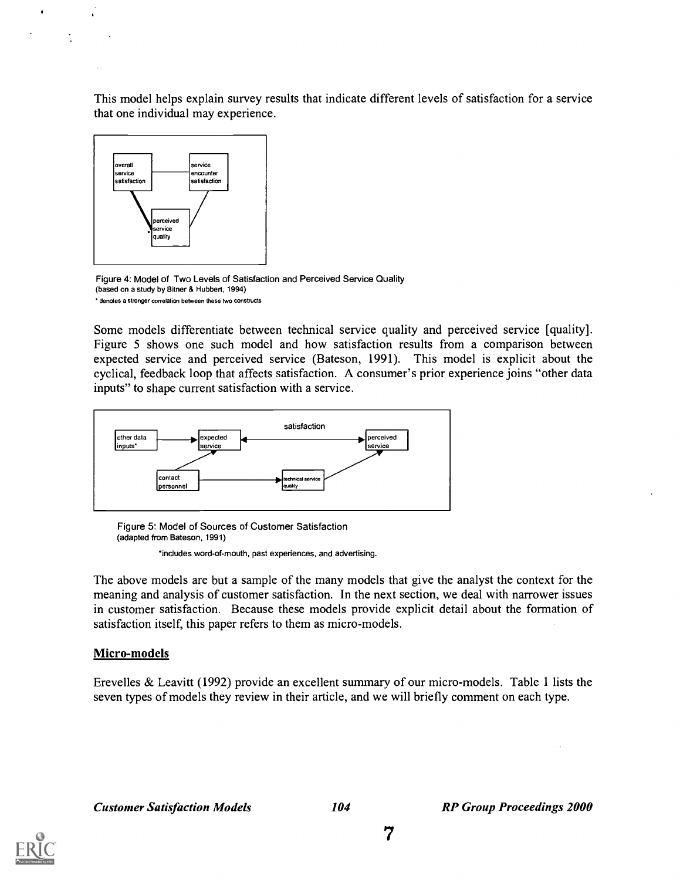This model helps explain survey results that indicate different levels of satisfaction for a service that one individual may experience.

Figure 4: Model of Two Levels of Satisfaction and Perceived Service Quality
(based on a study by Bitner & Hubbert, 1994)
* denotes a stronger correlation between these two constructs

Some models differentiate between technical service quality and perceived service [quality]. Figure 5 shows one such model and how satisfaction results from a comparison between expected service and perceived service (Bateson, 1991). This model is explicit about the cyclical, feedback loop that affects satisfaction. A consumer's prior experience joins "other data inputs" to shape current satisfaction with a service.

Figure 5: Model of Sources of Customer Satisfaction
(adapted from Bateson, 1991)

*includes word-of-mouth, past experiences, and advertising.

The above models are but a sample of the many models that give the analyst the context for the meaning and analysis of customer satisfaction. In the next section, we deal with narrower issues in customer satisfaction. Because these models provide explicit detail about the formation of satisfaction itself, this paper refers to them as micro-models.

## Micro-models

Erevelles & Leavitt (1992) provide an excellent summary of our micro-models. Table 1 lists the seven types of models they review in their article, and we will briefly comment on each type.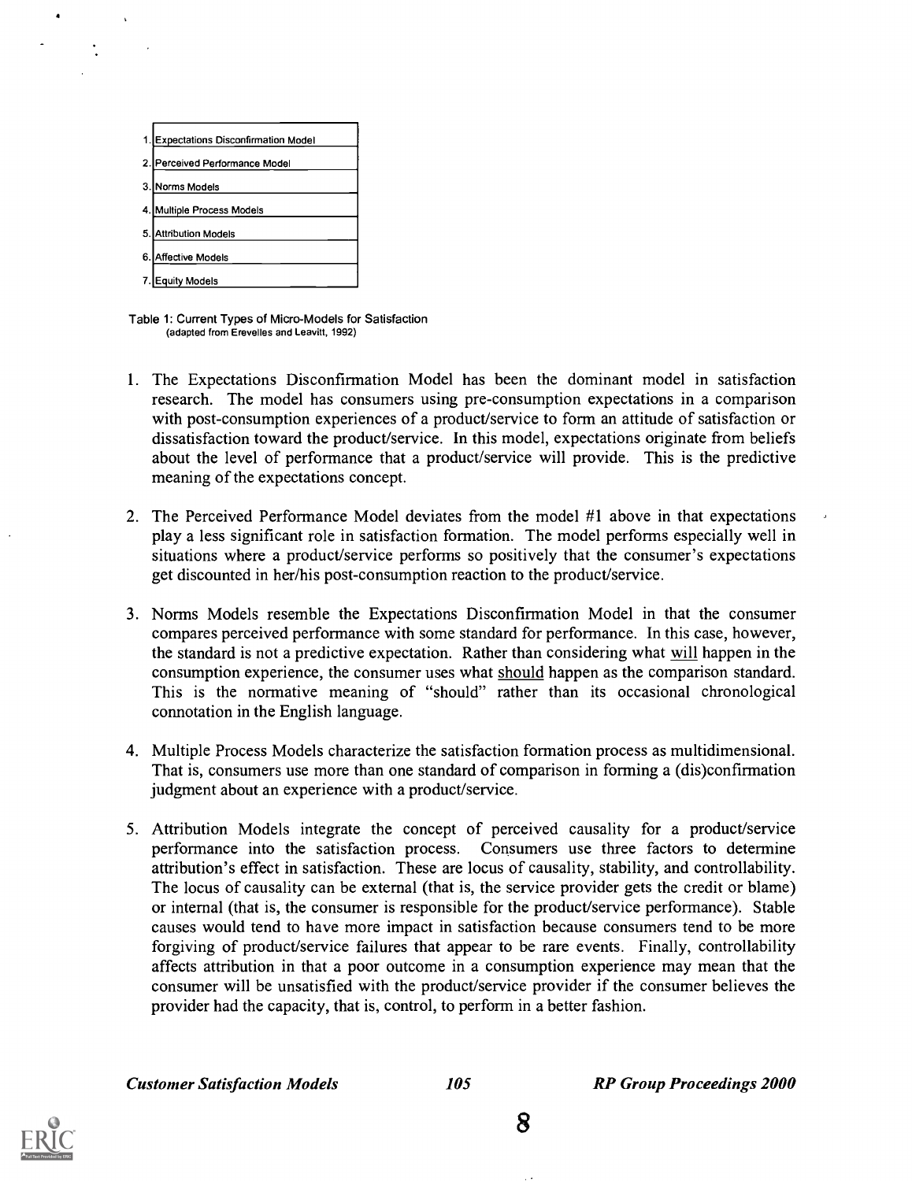| | |
|---|---|
| 1. | Expectations Disconfirmation Model |
| 2. | Perceived Performance Model |
| 3. | Norms Models |
| 4. | Multiple Process Models |
| 5. | Attribution Models |
| 6. | Affective Models |
| 7. | Equity Models |

Table 1: Current Types of Micro-Models for Satisfaction
(adapted from Erevelles and Leavitt, 1992)

1. The Expectations Disconfirmation Model has been the dominant model in satisfaction research. The model has consumers using pre-consumption expectations in a comparison with post-consumption experiences of a product/service to form an attitude of satisfaction or dissatisfaction toward the product/service. In this model, expectations originate from beliefs about the level of performance that a product/service will provide. This is the predictive meaning of the expectations concept.

2. The Perceived Performance Model deviates from the model #1 above in that expectations play a less significant role in satisfaction formation. The model performs especially well in situations where a product/service performs so positively that the consumer's expectations get discounted in her/his post-consumption reaction to the product/service.

3. Norms Models resemble the Expectations Disconfirmation Model in that the consumer compares perceived performance with some standard for performance. In this case, however, the standard is not a predictive expectation. Rather than considering what <u>will</u> happen in the consumption experience, the consumer uses what <u>should</u> happen as the comparison standard. This is the normative meaning of "should" rather than its occasional chronological connotation in the English language.

4. Multiple Process Models characterize the satisfaction formation process as multidimensional. That is, consumers use more than one standard of comparison in forming a (dis)confirmation judgment about an experience with a product/service.

5. Attribution Models integrate the concept of perceived causality for a product/service performance into the satisfaction process. Consumers use three factors to determine attribution's effect in satisfaction. These are locus of causality, stability, and controllability. The locus of causality can be external (that is, the service provider gets the credit or blame) or internal (that is, the consumer is responsible for the product/service performance). Stable causes would tend to have more impact in satisfaction because consumers tend to be more forgiving of product/service failures that appear to be rare events. Finally, controllability affects attribution in that a poor outcome in a consumption experience may mean that the consumer will be unsatisfied with the product/service provider if the consumer believes the provider had the capacity, that is, control, to perform in a better fashion.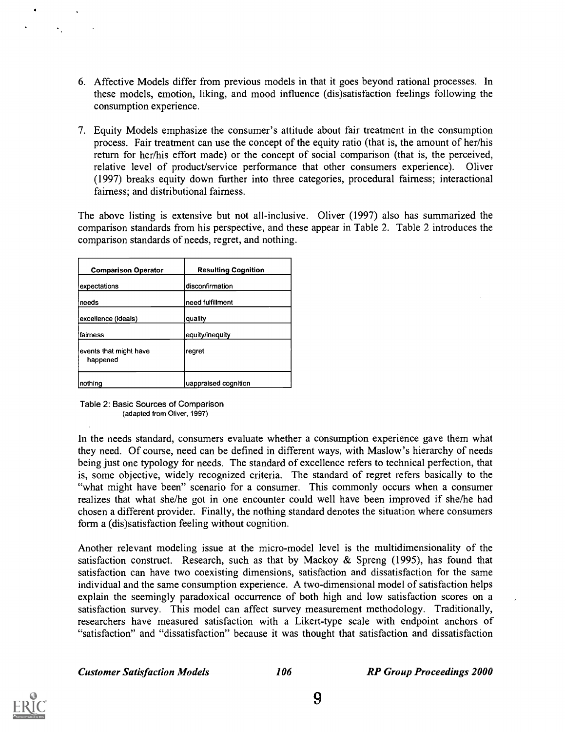6. Affective Models differ from previous models in that it goes beyond rational processes. In these models, emotion, liking, and mood influence (dis)satisfaction feelings following the consumption experience.

7. Equity Models emphasize the consumer's attitude about fair treatment in the consumption process. Fair treatment can use the concept of the equity ratio (that is, the amount of her/his return for her/his effort made) or the concept of social comparison (that is, the perceived, relative level of product/service performance that other consumers experience). Oliver (1997) breaks equity down further into three categories, procedural fairness; interactional fairness; and distributional fairness.

The above listing is extensive but not all-inclusive. Oliver (1997) also has summarized the comparison standards from his perspective, and these appear in Table 2. Table 2 introduces the comparison standards of needs, regret, and nothing.

| Comparison Operator | Resulting Cognition |
|---|---|
| expectations | disconfirmation |
| needs | need fulfillment |
| excellence (ideals) | quality |
| fairness | equity/inequity |
| events that might have happened | regret |
| nothing | uappraised cognition |

Table 2: Basic Sources of Comparison
(adapted from Oliver, 1997)

In the needs standard, consumers evaluate whether a consumption experience gave them what they need. Of course, need can be defined in different ways, with Maslow's hierarchy of needs being just one typology for needs. The standard of excellence refers to technical perfection, that is, some objective, widely recognized criteria. The standard of regret refers basically to the "what might have been" scenario for a consumer. This commonly occurs when a consumer realizes that what she/he got in one encounter could well have been improved if she/he had chosen a different provider. Finally, the nothing standard denotes the situation where consumers form a (dis)satisfaction feeling without cognition.

Another relevant modeling issue at the micro-model level is the multidimensionality of the satisfaction construct. Research, such as that by Mackoy & Spreng (1995), has found that satisfaction can have two coexisting dimensions, satisfaction and dissatisfaction for the same individual and the same consumption experience. A two-dimensional model of satisfaction helps explain the seemingly paradoxical occurrence of both high and low satisfaction scores on a satisfaction survey. This model can affect survey measurement methodology. Traditionally, researchers have measured satisfaction with a Likert-type scale with endpoint anchors of "satisfaction" and "dissatisfaction" because it was thought that satisfaction and dissatisfaction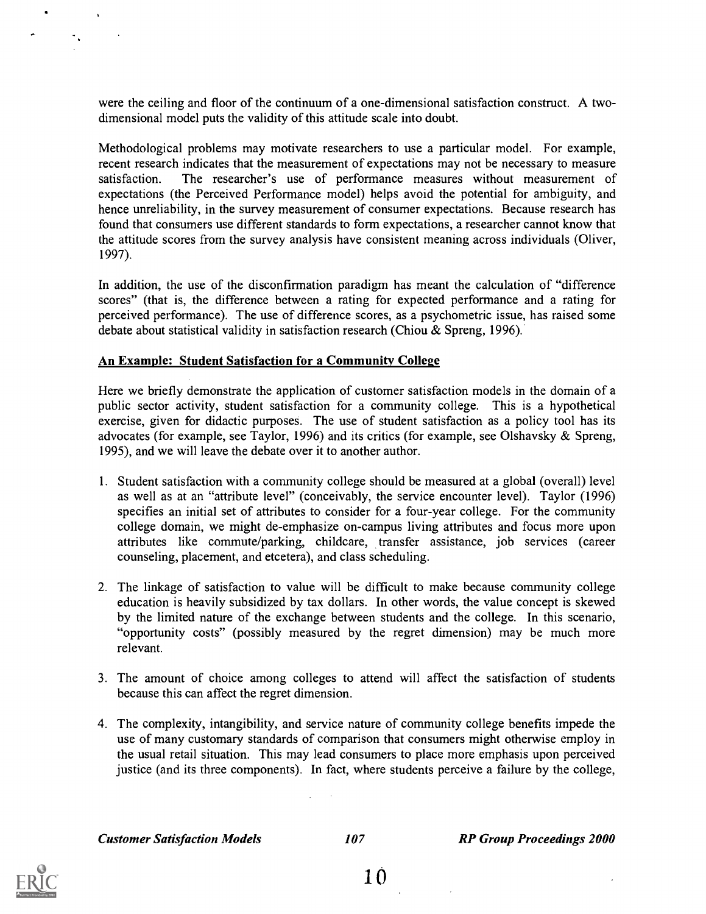were the ceiling and floor of the continuum of a one-dimensional satisfaction construct. A two-dimensional model puts the validity of this attitude scale into doubt.

Methodological problems may motivate researchers to use a particular model. For example, recent research indicates that the measurement of expectations may not be necessary to measure satisfaction. The researcher's use of performance measures without measurement of expectations (the Perceived Performance model) helps avoid the potential for ambiguity, and hence unreliability, in the survey measurement of consumer expectations. Because research has found that consumers use different standards to form expectations, a researcher cannot know that the attitude scores from the survey analysis have consistent meaning across individuals (Oliver, 1997).

In addition, the use of the disconfirmation paradigm has meant the calculation of "difference scores" (that is, the difference between a rating for expected performance and a rating for perceived performance). The use of difference scores, as a psychometric issue, has raised some debate about statistical validity in satisfaction research (Chiou & Spreng, 1996).

## An Example: Student Satisfaction for a Community College

Here we briefly demonstrate the application of customer satisfaction models in the domain of a public sector activity, student satisfaction for a community college. This is a hypothetical exercise, given for didactic purposes. The use of student satisfaction as a policy tool has its advocates (for example, see Taylor, 1996) and its critics (for example, see Olshavsky & Spreng, 1995), and we will leave the debate over it to another author.

1. Student satisfaction with a community college should be measured at a global (overall) level as well as at an "attribute level" (conceivably, the service encounter level). Taylor (1996) specifies an initial set of attributes to consider for a four-year college. For the community college domain, we might de-emphasize on-campus living attributes and focus more upon attributes like commute/parking, childcare, transfer assistance, job services (career counseling, placement, and etcetera), and class scheduling.

2. The linkage of satisfaction to value will be difficult to make because community college education is heavily subsidized by tax dollars. In other words, the value concept is skewed by the limited nature of the exchange between students and the college. In this scenario, "opportunity costs" (possibly measured by the regret dimension) may be much more relevant.

3. The amount of choice among colleges to attend will affect the satisfaction of students because this can affect the regret dimension.

4. The complexity, intangibility, and service nature of community college benefits impede the use of many customary standards of comparison that consumers might otherwise employ in the usual retail situation. This may lead consumers to place more emphasis upon perceived justice (and its three components). In fact, where students perceive a failure by the college,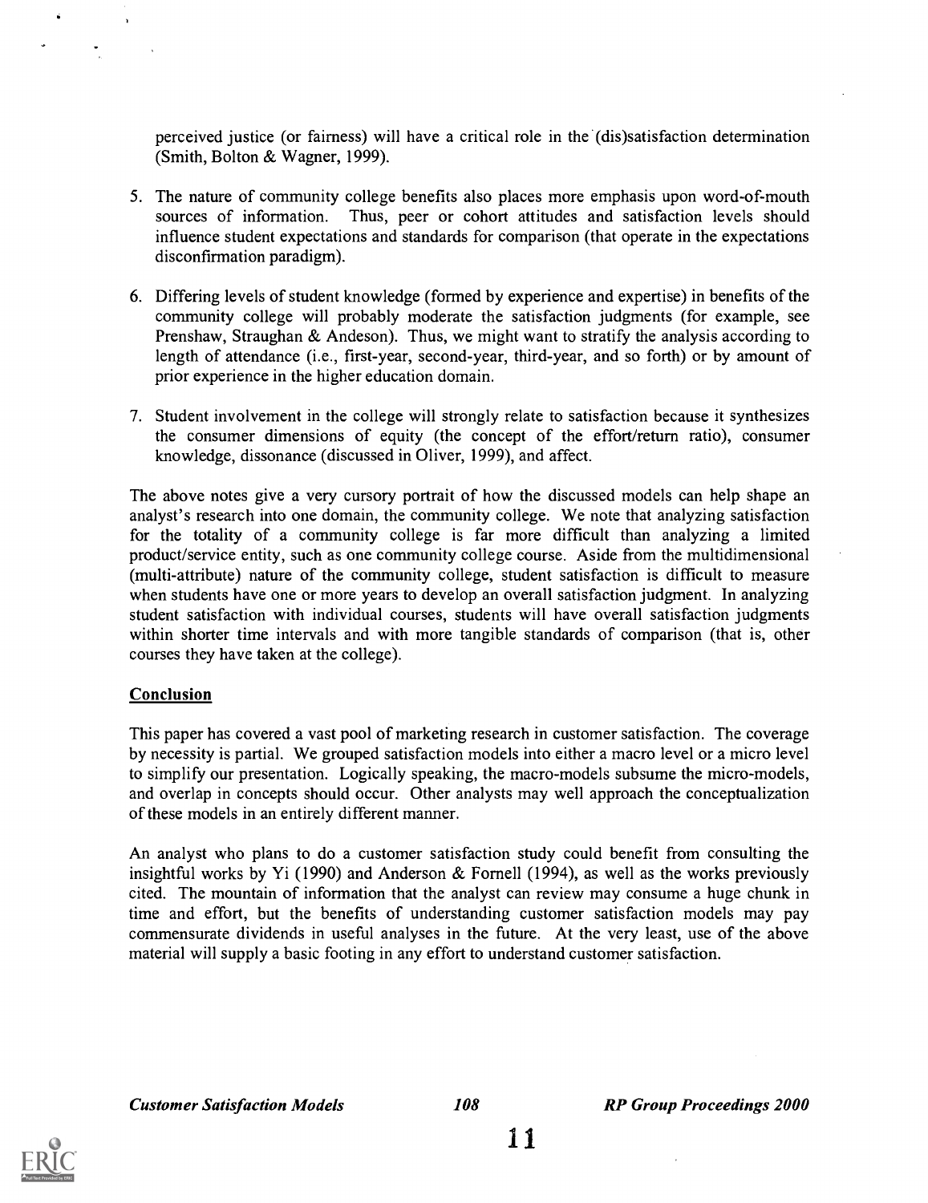perceived justice (or fairness) will have a critical role in the (dis)satisfaction determination (Smith, Bolton & Wagner, 1999).

5. The nature of community college benefits also places more emphasis upon word-of-mouth sources of information. Thus, peer or cohort attitudes and satisfaction levels should influence student expectations and standards for comparison (that operate in the expectations disconfirmation paradigm).

6. Differing levels of student knowledge (formed by experience and expertise) in benefits of the community college will probably moderate the satisfaction judgments (for example, see Prenshaw, Straughan & Andeson). Thus, we might want to stratify the analysis according to length of attendance (i.e., first-year, second-year, third-year, and so forth) or by amount of prior experience in the higher education domain.

7. Student involvement in the college will strongly relate to satisfaction because it synthesizes the consumer dimensions of equity (the concept of the effort/return ratio), consumer knowledge, dissonance (discussed in Oliver, 1999), and affect.

The above notes give a very cursory portrait of how the discussed models can help shape an analyst's research into one domain, the community college. We note that analyzing satisfaction for the totality of a community college is far more difficult than analyzing a limited product/service entity, such as one community college course. Aside from the multidimensional (multi-attribute) nature of the community college, student satisfaction is difficult to measure when students have one or more years to develop an overall satisfaction judgment. In analyzing student satisfaction with individual courses, students will have overall satisfaction judgments within shorter time intervals and with more tangible standards of comparison (that is, other courses they have taken at the college).

## Conclusion

This paper has covered a vast pool of marketing research in customer satisfaction. The coverage by necessity is partial. We grouped satisfaction models into either a macro level or a micro level to simplify our presentation. Logically speaking, the macro-models subsume the micro-models, and overlap in concepts should occur. Other analysts may well approach the conceptualization of these models in an entirely different manner.

An analyst who plans to do a customer satisfaction study could benefit from consulting the insightful works by Yi (1990) and Anderson & Fornell (1994), as well as the works previously cited. The mountain of information that the analyst can review may consume a huge chunk in time and effort, but the benefits of understanding customer satisfaction models may pay commensurate dividends in useful analyses in the future. At the very least, use of the above material will supply a basic footing in any effort to understand customer satisfaction.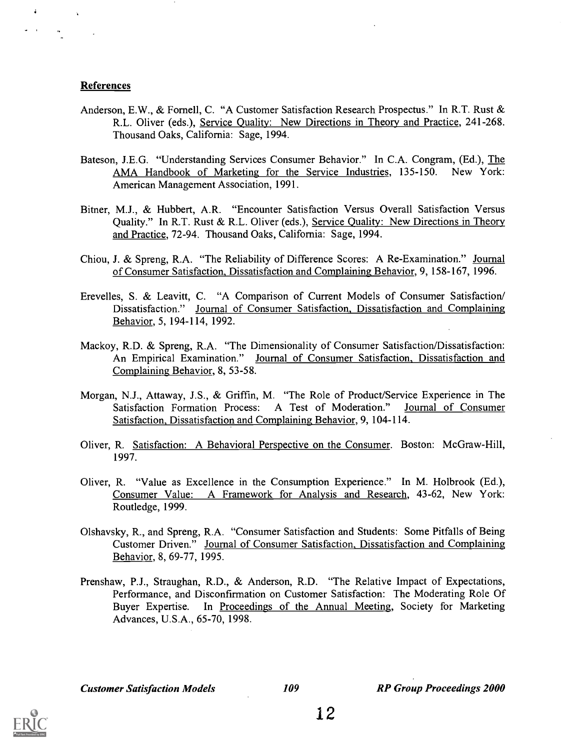## References

Anderson, E.W., & Fornell, C. "A Customer Satisfaction Research Prospectus." In R.T. Rust & R.L. Oliver (eds.), Service Quality: New Directions in Theory and Practice, 241-268. Thousand Oaks, California: Sage, 1994.

Bateson, J.E.G. "Understanding Services Consumer Behavior." In C.A. Congram, (Ed.), The AMA Handbook of Marketing for the Service Industries, 135-150. New York: American Management Association, 1991.

Bitner, M.J., & Hubbert, A.R. "Encounter Satisfaction Versus Overall Satisfaction Versus Quality." In R.T. Rust & R.L. Oliver (eds.), Service Quality: New Directions in Theory and Practice, 72-94. Thousand Oaks, California: Sage, 1994.

Chiou, J. & Spreng, R.A. "The Reliability of Difference Scores: A Re-Examination." Journal of Consumer Satisfaction, Dissatisfaction and Complaining Behavior, 9, 158-167, 1996.

Erevelles, S. & Leavitt, C. "A Comparison of Current Models of Consumer Satisfaction/ Dissatisfaction." Journal of Consumer Satisfaction, Dissatisfaction and Complaining Behavior, 5, 194-114, 1992.

Mackoy, R.D. & Spreng, R.A. "The Dimensionality of Consumer Satisfaction/Dissatisfaction: An Empirical Examination." Journal of Consumer Satisfaction, Dissatisfaction and Complaining Behavior, 8, 53-58.

Morgan, N.J., Attaway, J.S., & Griffin, M. "The Role of Product/Service Experience in The Satisfaction Formation Process: A Test of Moderation." Journal of Consumer Satisfaction, Dissatisfaction and Complaining Behavior, 9, 104-114.

Oliver, R. Satisfaction: A Behavioral Perspective on the Consumer. Boston: McGraw-Hill, 1997.

Oliver, R. "Value as Excellence in the Consumption Experience." In M. Holbrook (Ed.), Consumer Value: A Framework for Analysis and Research, 43-62, New York: Routledge, 1999.

Olshavsky, R., and Spreng, R.A. "Consumer Satisfaction and Students: Some Pitfalls of Being Customer Driven." Journal of Consumer Satisfaction, Dissatisfaction and Complaining Behavior, 8, 69-77, 1995.

Prenshaw, P.J., Straughan, R.D., & Anderson, R.D. "The Relative Impact of Expectations, Performance, and Disconfirmation on Customer Satisfaction: The Moderating Role Of Buyer Expertise. In Proceedings of the Annual Meeting, Society for Marketing Advances, U.S.A., 65-70, 1998.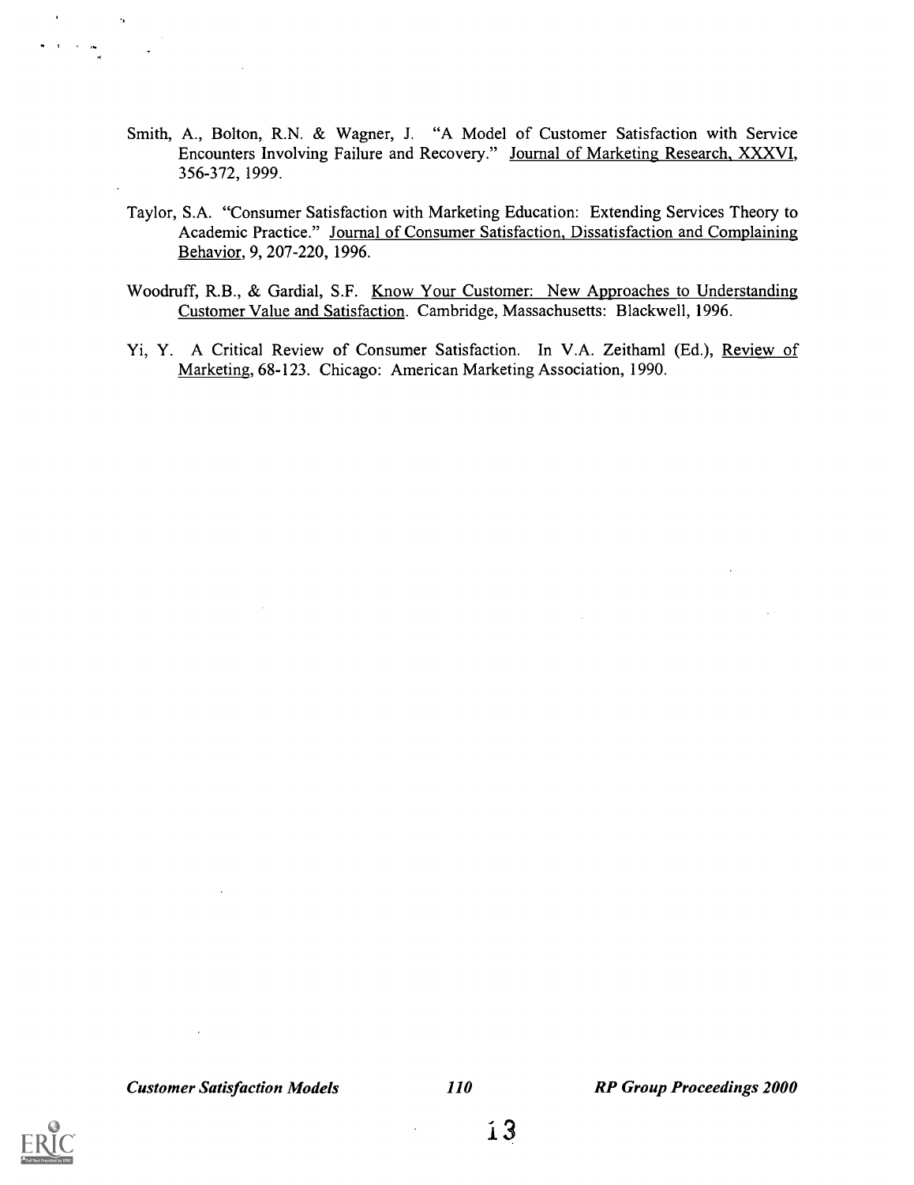Smith, A., Bolton, R.N. & Wagner, J. "A Model of Customer Satisfaction with Service Encounters Involving Failure and Recovery." Journal of Marketing Research, XXXVI, 356-372, 1999.

Taylor, S.A. "Consumer Satisfaction with Marketing Education: Extending Services Theory to Academic Practice." Journal of Consumer Satisfaction, Dissatisfaction and Complaining Behavior, 9, 207-220, 1996.

Woodruff, R.B., & Gardial, S.F. Know Your Customer: New Approaches to Understanding Customer Value and Satisfaction. Cambridge, Massachusetts: Blackwell, 1996.

Yi, Y. A Critical Review of Consumer Satisfaction. In V.A. Zeithaml (Ed.), Review of Marketing, 68-123. Chicago: American Marketing Association, 1990.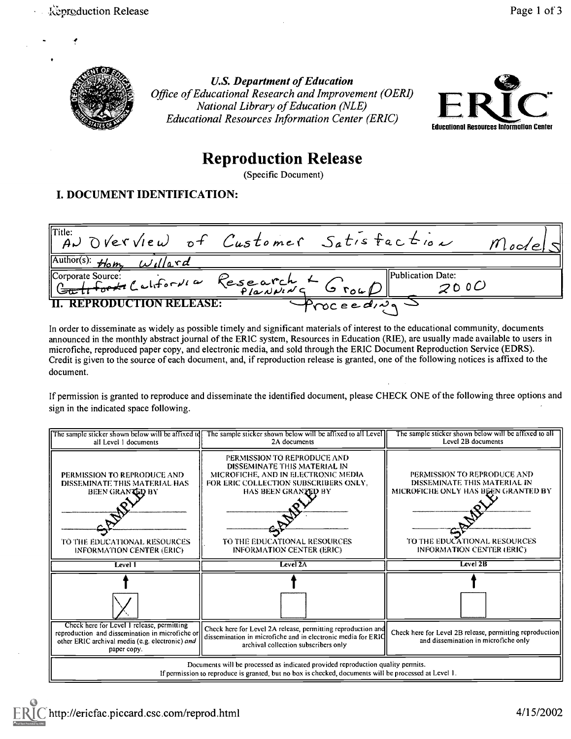U.S. Department of Education
*Office of Educational Research and Improvement (OERI)*
*National Library of Education (NLE)*
*Educational Resources Information Center (ERIC)*

ERIC
Educational Resources Information Center

# Reproduction Release

(Specific Document)

## I. DOCUMENT IDENTIFICATION:

| | |
|---|---|
| Title: An Overview of Customer Satisfaction Models | |
| Author(s): Hom, Willard | |
| Corporate Source: ~~Calif~~ California Research & Planning Group Proceedings | Publication Date: 2000 |

## II. REPRODUCTION RELEASE:

In order to disseminate as widely as possible timely and significant materials of interest to the educational community, documents announced in the monthly abstract journal of the ERIC system, Resources in Education (RIE), are usually made available to users in microfiche, reproduced paper copy, and electronic media, and sold through the ERIC Document Reproduction Service (EDRS). Credit is given to the source of each document, and, if reproduction release is granted, one of the following notices is affixed to the document.

If permission is granted to reproduce and disseminate the identified document, please CHECK ONE of the following three options and sign in the indicated space following.

| The sample sticker shown below will be affixed to all Level 1 documents | The sample sticker shown below will be affixed to all Level 2A documents | The sample sticker shown below will be affixed to all Level 2B documents |
|---|---|---|
| PERMISSION TO REPRODUCE AND DISSEMINATE THIS MATERIAL HAS BEEN GRANTED BY SAMPLE TO THE EDUCATIONAL RESOURCES INFORMATION CENTER (ERIC) | PERMISSION TO REPRODUCE AND DISSEMINATE THIS MATERIAL IN MICROFICHE, AND IN ELECTRONIC MEDIA FOR ERIC COLLECTION SUBSCRIBERS ONLY, HAS BEEN GRANTED BY SAMPLE TO THE EDUCATIONAL RESOURCES INFORMATION CENTER (ERIC) | PERMISSION TO REPRODUCE AND DISSEMINATE THIS MATERIAL IN MICROFICHE ONLY HAS BEEN GRANTED BY SAMPLE TO THE EDUCATIONAL RESOURCES INFORMATION CENTER (ERIC) |
| Level 1 | Level 2A | Level 2B |
| X | | |
| Check here for Level 1 release, permitting reproduction and dissemination in microfiche or other ERIC archival media (e.g. electronic) *and* paper copy. | Check here for Level 2A release, permitting reproduction and dissemination in microfiche and in electronic media for ERIC archival collection subscribers only | Check here for Level 2B release, permitting reproduction and dissemination in microfiche only |

Documents will be processed as indicated provided reproduction quality permits.
If permission to reproduce is granted, but no box is checked, documents will be processed at Level 1.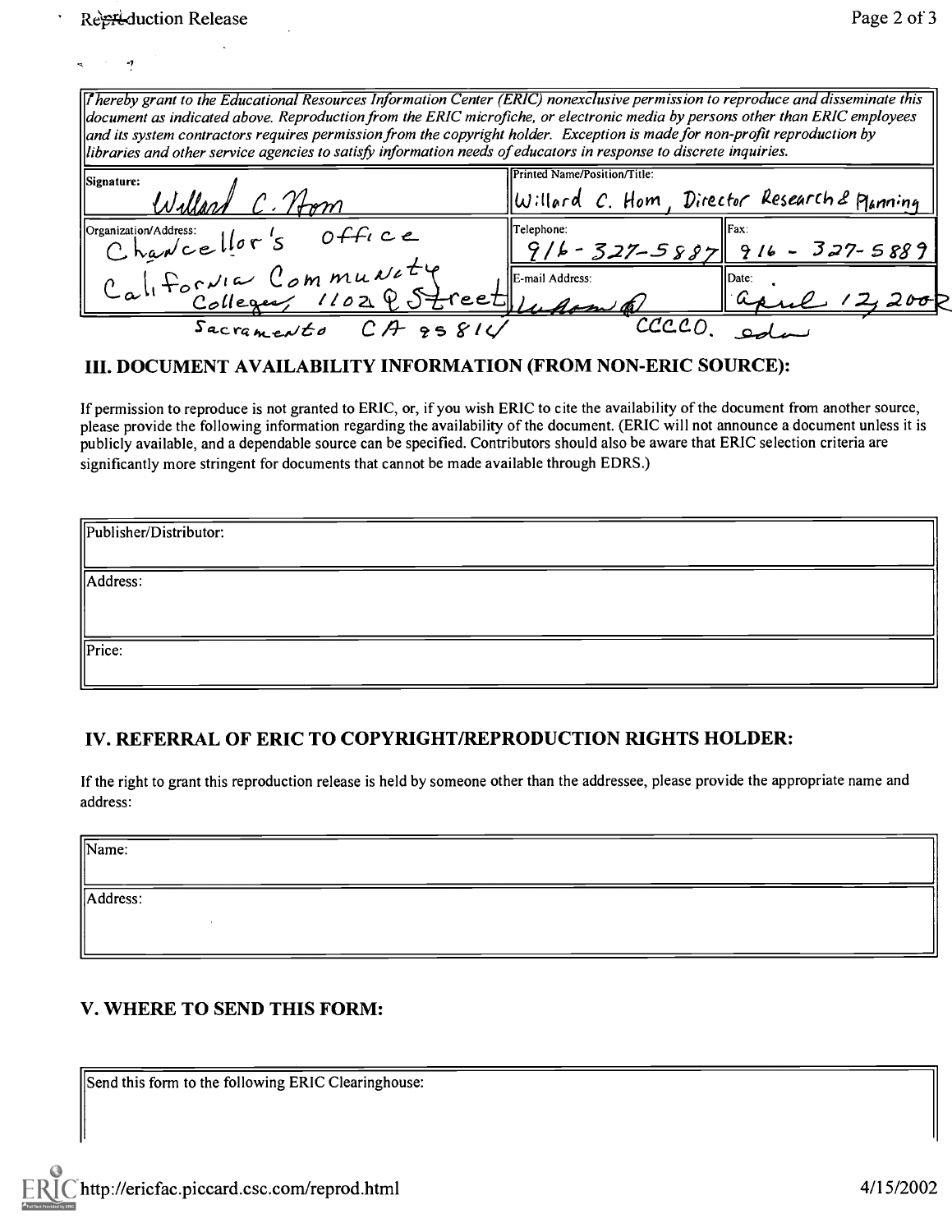*I hereby grant to the Educational Resources Information Center (ERIC) nonexclusive permission to reproduce and disseminate this document as indicated above. Reproduction from the ERIC microfiche, or electronic media by persons other than ERIC employees and its system contractors requires permission from the copyright holder. Exception is made for non-profit reproduction by libraries and other service agencies to satisfy information needs of educators in response to discrete inquiries.*

| | | |
|---|---|---|
| Signature: Willard C. Hom | Printed Name/Position/Title: Willard C. Hom, Director Research & Planning | |
| Organization/Address: Chancellor's Office California Community Colleges, 1102 Q Street Sacramento CA 95814 | Telephone: 916-327-5887 | Fax: 916-327-5889 |
| | E-mail Address: whom@cccco.edu | Date: April 12, 2002 |

## III. DOCUMENT AVAILABILITY INFORMATION (FROM NON-ERIC SOURCE):

If permission to reproduce is not granted to ERIC, or, if you wish ERIC to cite the availability of the document from another source, please provide the following information regarding the availability of the document. (ERIC will not announce a document unless it is publicly available, and a dependable source can be specified. Contributors should also be aware that ERIC selection criteria are significantly more stringent for documents that cannot be made available through EDRS.)

| | |
|---|---|
| Publisher/Distributor: | |
| Address: | |
| Price: | |

## IV. REFERRAL OF ERIC TO COPYRIGHT/REPRODUCTION RIGHTS HOLDER:

If the right to grant this reproduction release is held by someone other than the addressee, please provide the appropriate name and address:

| | |
|---|---|
| Name: | |
| Address: | |

## V. WHERE TO SEND THIS FORM:

| |
|---|
| Send this form to the following ERIC Clearinghouse: |